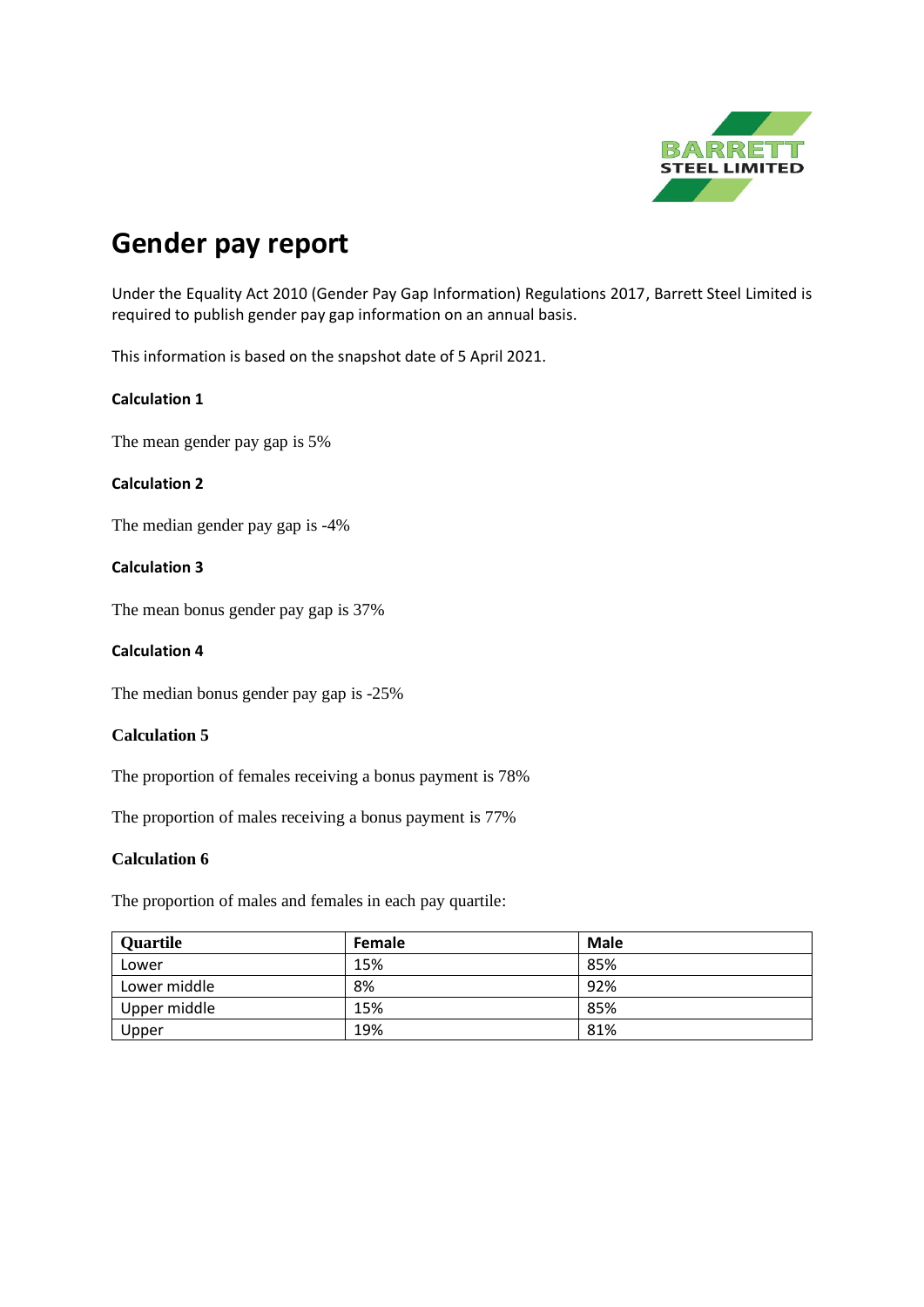BARRETT STEEL LIMITED

# Gender pay report

Under the Equality Act 2010 (Gender Pay Gap Information) Regulations 2017, Barrett Steel Limited is required to publish gender pay gap information on an annual basis.

This information is based on the snapshot date of 5 April 2021.

**Calculation 1**

The mean gender pay gap is 5%

**Calculation 2**

The median gender pay gap is -4%

**Calculation 3**

The mean bonus gender pay gap is 37%

**Calculation 4**

The median bonus gender pay gap is -25%

**Calculation 5**

The proportion of females receiving a bonus payment is 78%

The proportion of males receiving a bonus payment is 77%

**Calculation 6**

The proportion of males and females in each pay quartile:

| Quartile | Female | Male |
|---|---|---|
| Lower | 15% | 85% |
| Lower middle | 8% | 92% |
| Upper middle | 15% | 85% |
| Upper | 19% | 81% |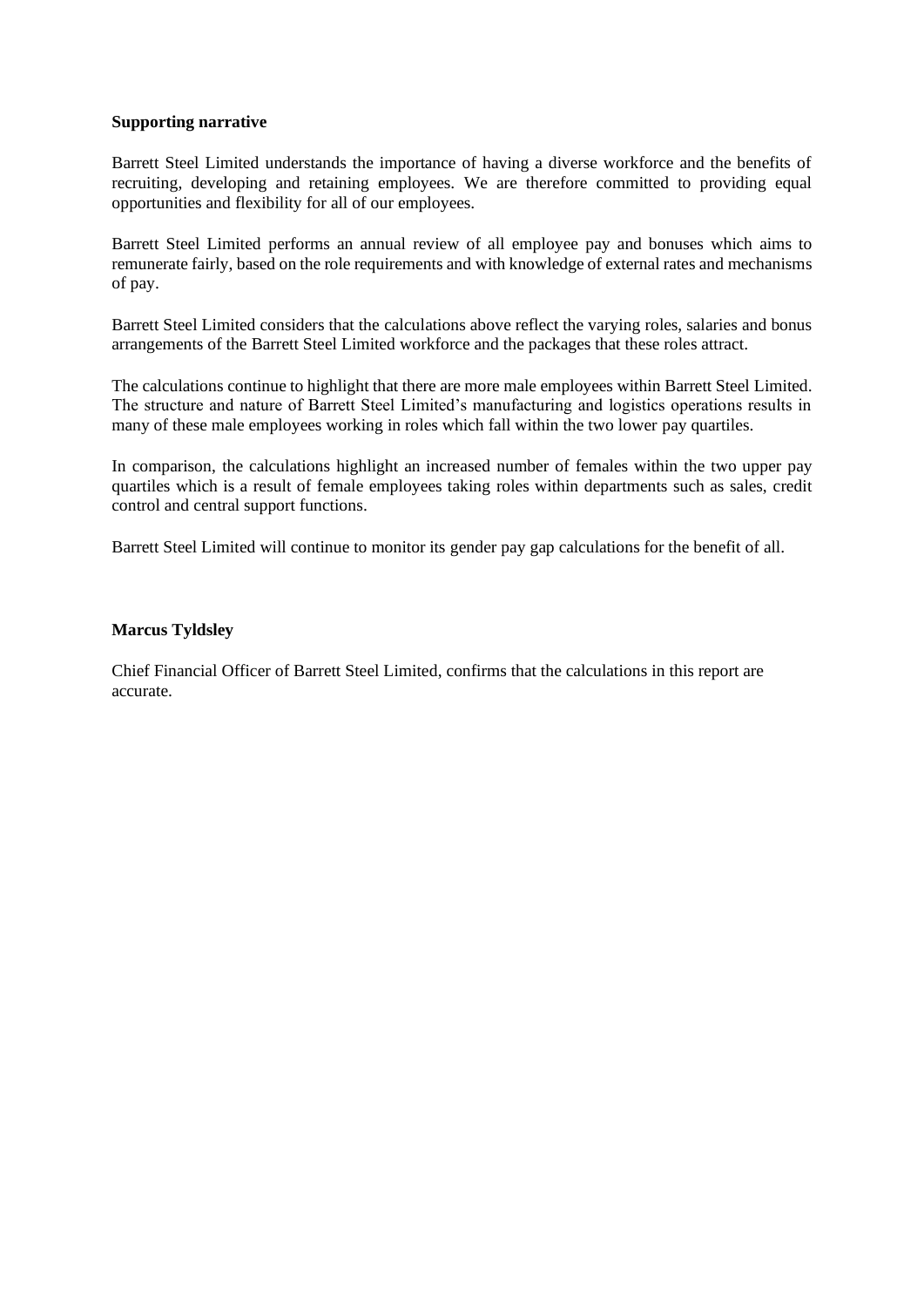**Supporting narrative**

Barrett Steel Limited understands the importance of having a diverse workforce and the benefits of recruiting, developing and retaining employees. We are therefore committed to providing equal opportunities and flexibility for all of our employees.

Barrett Steel Limited performs an annual review of all employee pay and bonuses which aims to remunerate fairly, based on the role requirements and with knowledge of external rates and mechanisms of pay.

Barrett Steel Limited considers that the calculations above reflect the varying roles, salaries and bonus arrangements of the Barrett Steel Limited workforce and the packages that these roles attract.

The calculations continue to highlight that there are more male employees within Barrett Steel Limited. The structure and nature of Barrett Steel Limited's manufacturing and logistics operations results in many of these male employees working in roles which fall within the two lower pay quartiles.

In comparison, the calculations highlight an increased number of females within the two upper pay quartiles which is a result of female employees taking roles within departments such as sales, credit control and central support functions.

Barrett Steel Limited will continue to monitor its gender pay gap calculations for the benefit of all.

**Marcus Tyldsley**

Chief Financial Officer of Barrett Steel Limited, confirms that the calculations in this report are accurate.